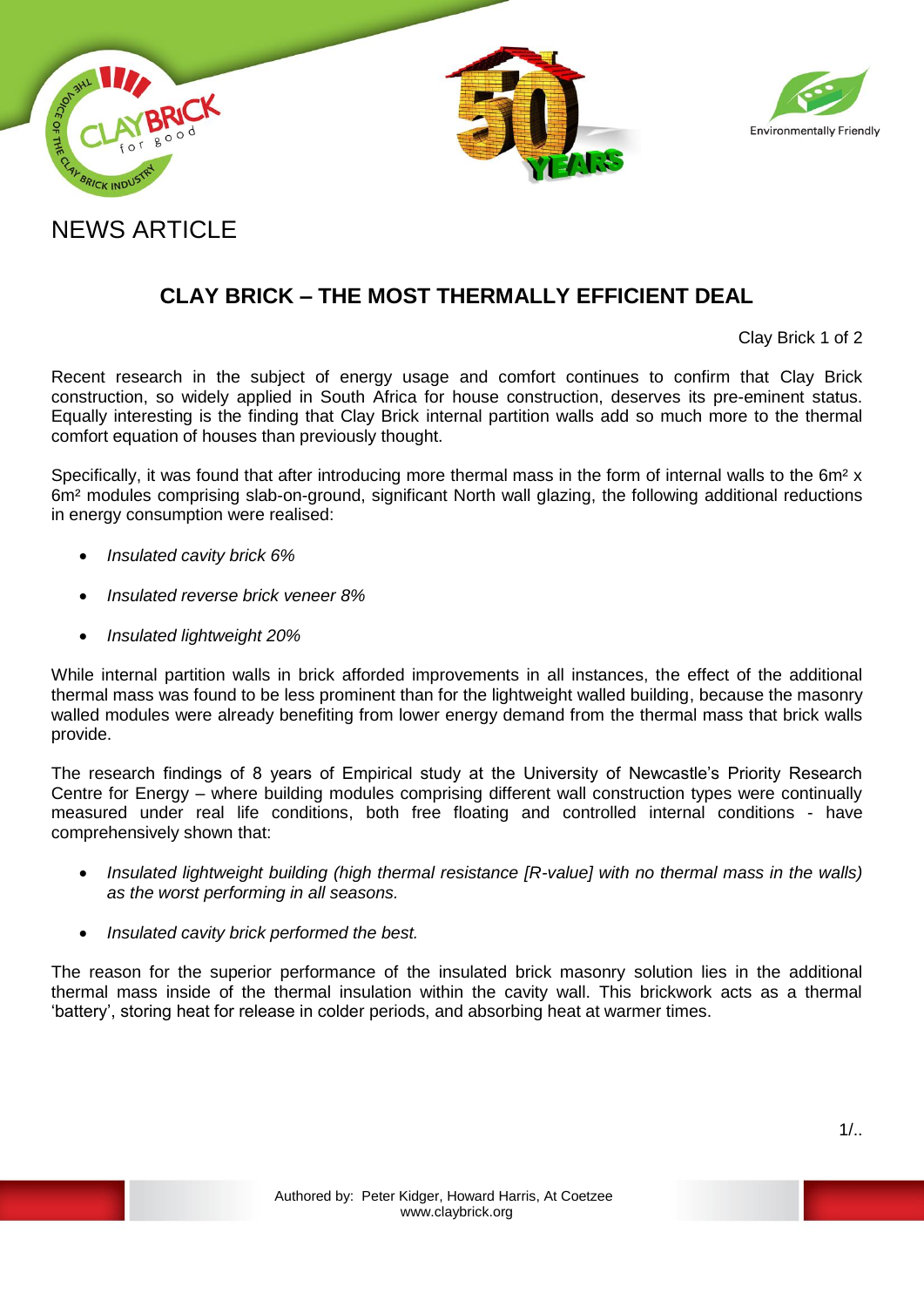NEWS ARTICLE

# CLAY BRICK – THE MOST THERMALLY EFFICIENT DEAL

Recent research in the subject of energy usage and comfort continues to confirm that Clay Brick construction, so widely applied in South Africa for house construction, deserves its pre-eminent status. Equally interesting is the finding that Clay Brick internal partition walls add so much more to the thermal comfort equation of houses than previously thought.

Specifically, it was found that after introducing more thermal mass in the form of internal walls to the 6m² x 6m² modules comprising slab-on-ground, significant North wall glazing, the following additional reductions in energy consumption were realised:

- *Insulated cavity brick 6%*
- *Insulated reverse brick veneer 8%*
- *Insulated lightweight 20%*

While internal partition walls in brick afforded improvements in all instances, the effect of the additional thermal mass was found to be less prominent than for the lightweight walled building, because the masonry walled modules were already benefiting from lower energy demand from the thermal mass that brick walls provide.

The research findings of 8 years of Empirical study at the University of Newcastle's Priority Research Centre for Energy – where building modules comprising different wall construction types were continually measured under real life conditions, both free floating and controlled internal conditions - have comprehensively shown that:

- *Insulated lightweight building (high thermal resistance [R-value] with no thermal mass in the walls) as the worst performing in all seasons.*
- *Insulated cavity brick performed the best.*

The reason for the superior performance of the insulated brick masonry solution lies in the additional thermal mass inside of the thermal insulation within the cavity wall. This brickwork acts as a thermal 'battery', storing heat for release in colder periods, and absorbing heat at warmer times.

Authored by: Peter Kidger, Howard Harris, At Coetzee
www.claybrick.org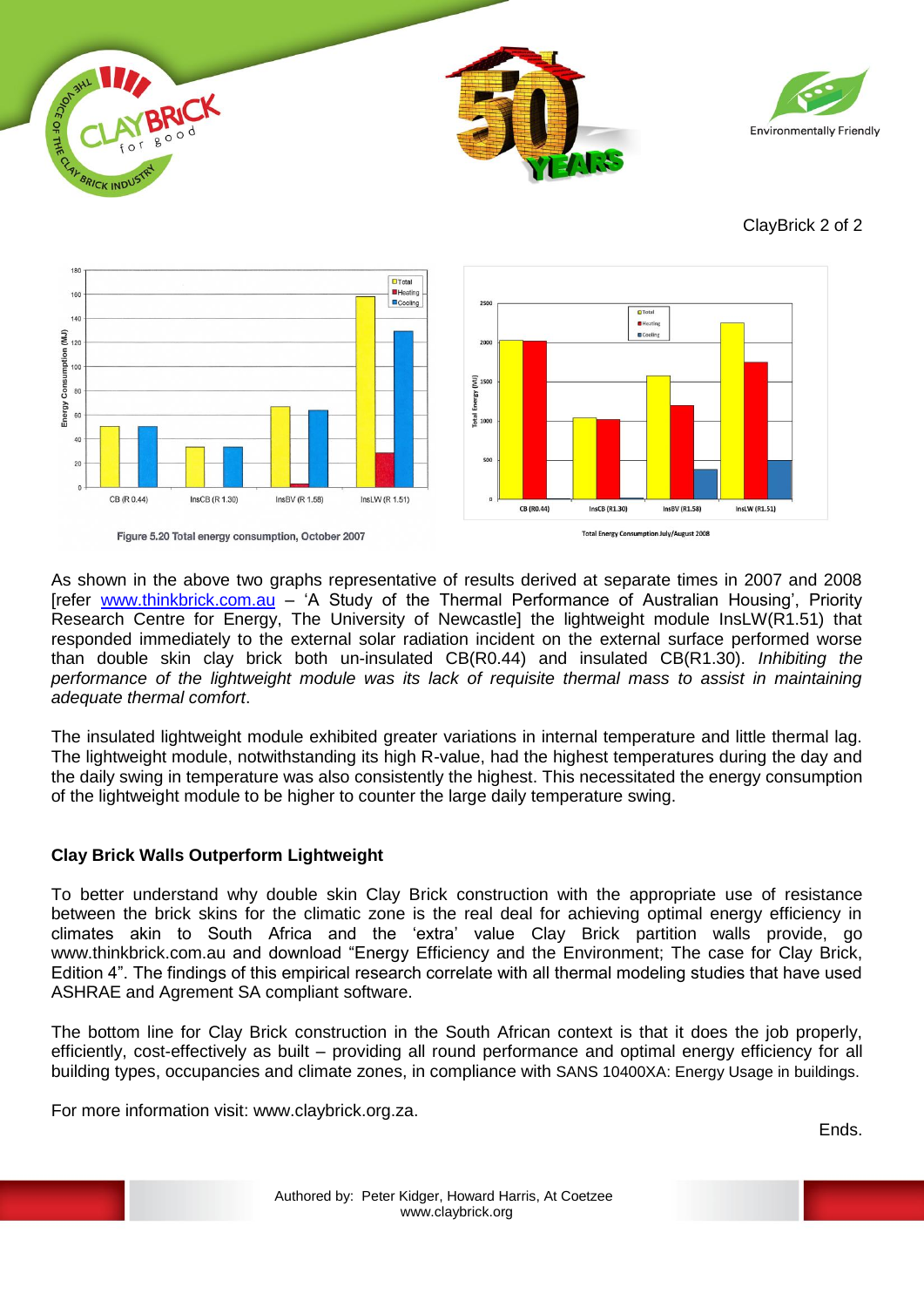180
160
140
120
100
80
60
40
20
0

Energy Consumption (MJ)

Total
Heating
Cooling

CB (R 0.44)
InsCB (R 1.30)
InsBV (R 1.58)
InsLW (R 1.51)

Figure 5.20 Total energy consumption, October 2007

2500
2000
1500
1000
500
0

Total Energy (MJ)

Total
Heating
Cooling

CB (R0.44)
InsCB (R1.30)
InsBV (R1.58)
InsLW (R1.51)

Total Energy Consumption July/August 2008

As shown in the above two graphs representative of results derived at separate times in 2007 and 2008 [refer www.thinkbrick.com.au – 'A Study of the Thermal Performance of Australian Housing', Priority Research Centre for Energy, The University of Newcastle] the lightweight module InsLW(R1.51) that responded immediately to the external solar radiation incident on the external surface performed worse than double skin clay brick both un-insulated CB(R0.44) and insulated CB(R1.30). *Inhibiting the performance of the lightweight module was its lack of requisite thermal mass to assist in maintaining adequate thermal comfort*.

The insulated lightweight module exhibited greater variations in internal temperature and little thermal lag. The lightweight module, notwithstanding its high R-value, had the highest temperatures during the day and the daily swing in temperature was also consistently the highest. This necessitated the energy consumption of the lightweight module to be higher to counter the large daily temperature swing.

**Clay Brick Walls Outperform Lightweight**

To better understand why double skin Clay Brick construction with the appropriate use of resistance between the brick skins for the climatic zone is the real deal for achieving optimal energy efficiency in climates akin to South Africa and the 'extra' value Clay Brick partition walls provide, go www.thinkbrick.com.au and download "Energy Efficiency and the Environment; The case for Clay Brick, Edition 4". The findings of this empirical research correlate with all thermal modeling studies that have used ASHRAE and Agrement SA compliant software.

The bottom line for Clay Brick construction in the South African context is that it does the job properly, efficiently, cost-effectively as built – providing all round performance and optimal energy efficiency for all building types, occupancies and climate zones, in compliance with SANS 10400XA: Energy Usage in buildings.

For more information visit: www.claybrick.org.za.

Ends.

Authored by: Peter Kidger, Howard Harris, At Coetzee
www.claybrick.org